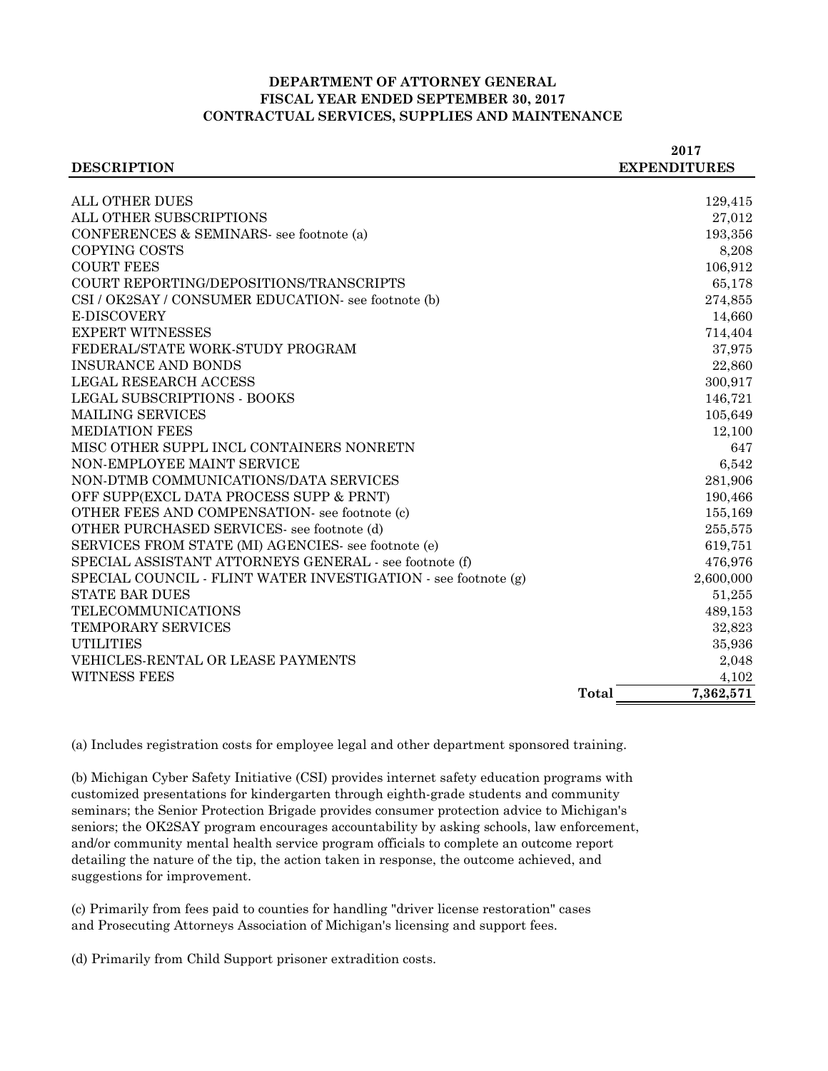# DEPARTMENT OF ATTORNEY GENERAL
## FISCAL YEAR ENDED SEPTEMBER 30, 2017
## CONTRACTUAL SERVICES, SUPPLIES AND MAINTENANCE

| DESCRIPTION | 2017 EXPENDITURES |
|---|---:|
| ALL OTHER DUES | 129,415 |
| ALL OTHER SUBSCRIPTIONS | 27,012 |
| CONFERENCES & SEMINARS- see footnote (a) | 193,356 |
| COPYING COSTS | 8,208 |
| COURT FEES | 106,912 |
| COURT REPORTING/DEPOSITIONS/TRANSCRIPTS | 65,178 |
| CSI / OK2SAY / CONSUMER EDUCATION- see footnote (b) | 274,855 |
| E-DISCOVERY | 14,660 |
| EXPERT WITNESSES | 714,404 |
| FEDERAL/STATE WORK-STUDY PROGRAM | 37,975 |
| INSURANCE AND BONDS | 22,860 |
| LEGAL RESEARCH ACCESS | 300,917 |
| LEGAL SUBSCRIPTIONS - BOOKS | 146,721 |
| MAILING SERVICES | 105,649 |
| MEDIATION FEES | 12,100 |
| MISC OTHER SUPPL INCL CONTAINERS NONRETN | 647 |
| NON-EMPLOYEE MAINT SERVICE | 6,542 |
| NON-DTMB COMMUNICATIONS/DATA SERVICES | 281,906 |
| OFF SUPP(EXCL DATA PROCESS SUPP & PRNT) | 190,466 |
| OTHER FEES AND COMPENSATION- see footnote (c) | 155,169 |
| OTHER PURCHASED SERVICES- see footnote (d) | 255,575 |
| SERVICES FROM STATE (MI) AGENCIES- see footnote (e) | 619,751 |
| SPECIAL ASSISTANT ATTORNEYS GENERAL - see footnote (f) | 476,976 |
| SPECIAL COUNCIL - FLINT WATER INVESTIGATION - see footnote (g) | 2,600,000 |
| STATE BAR DUES | 51,255 |
| TELECOMMUNICATIONS | 489,153 |
| TEMPORARY SERVICES | 32,823 |
| UTILITIES | 35,936 |
| VEHICLES-RENTAL OR LEASE PAYMENTS | 2,048 |
| WITNESS FEES | 4,102 |
| **Total** | **7,362,571** |

(a) Includes registration costs for employee legal and other department sponsored training.

(b) Michigan Cyber Safety Initiative (CSI) provides internet safety education programs with customized presentations for kindergarten through eighth-grade students and community seminars; the Senior Protection Brigade provides consumer protection advice to Michigan's seniors; the OK2SAY program encourages accountability by asking schools, law enforcement, and/or community mental health service program officials to complete an outcome report detailing the nature of the tip, the action taken in response, the outcome achieved, and suggestions for improvement.

(c) Primarily from fees paid to counties for handling "driver license restoration" cases and Prosecuting Attorneys Association of Michigan's licensing and support fees.

(d) Primarily from Child Support prisoner extradition costs.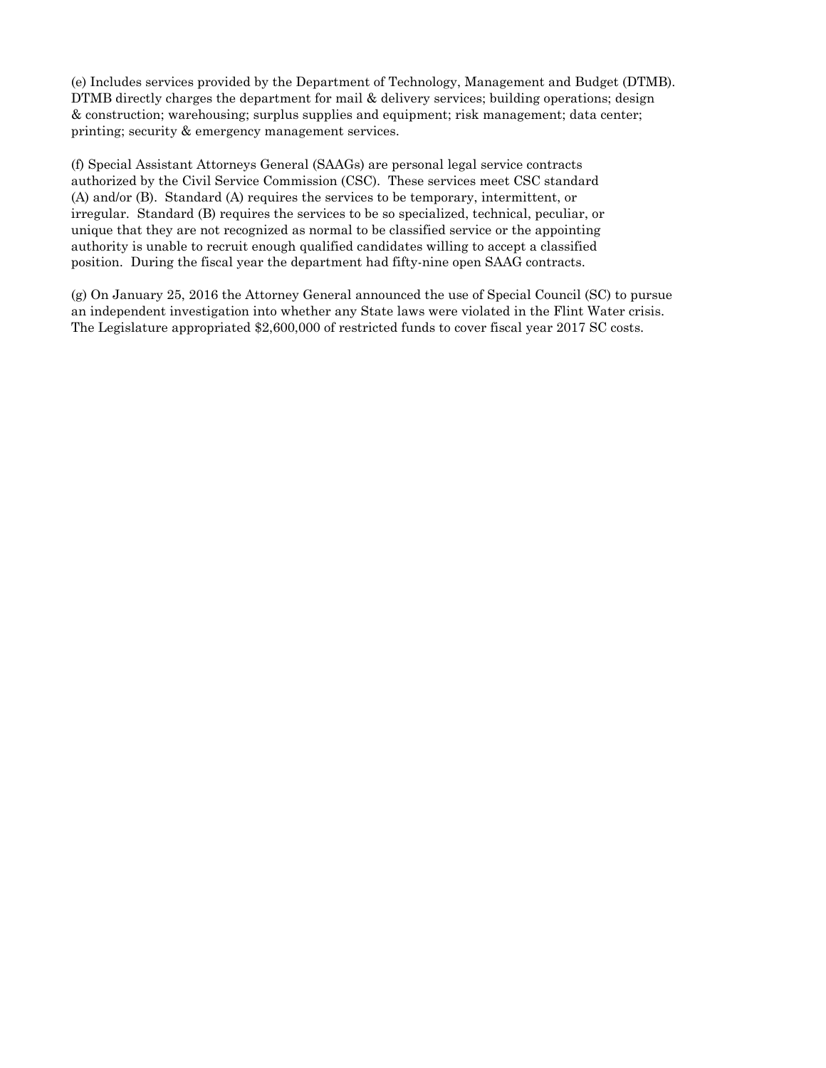(e) Includes services provided by the Department of Technology, Management and Budget (DTMB). DTMB directly charges the department for mail & delivery services; building operations; design & construction; warehousing; surplus supplies and equipment; risk management; data center; printing; security & emergency management services.

(f) Special Assistant Attorneys General (SAAGs) are personal legal service contracts authorized by the Civil Service Commission (CSC). These services meet CSC standard (A) and/or (B). Standard (A) requires the services to be temporary, intermittent, or irregular. Standard (B) requires the services to be so specialized, technical, peculiar, or unique that they are not recognized as normal to be classified service or the appointing authority is unable to recruit enough qualified candidates willing to accept a classified position. During the fiscal year the department had fifty-nine open SAAG contracts.

(g) On January 25, 2016 the Attorney General announced the use of Special Council (SC) to pursue an independent investigation into whether any State laws were violated in the Flint Water crisis. The Legislature appropriated $2,600,000 of restricted funds to cover fiscal year 2017 SC costs.